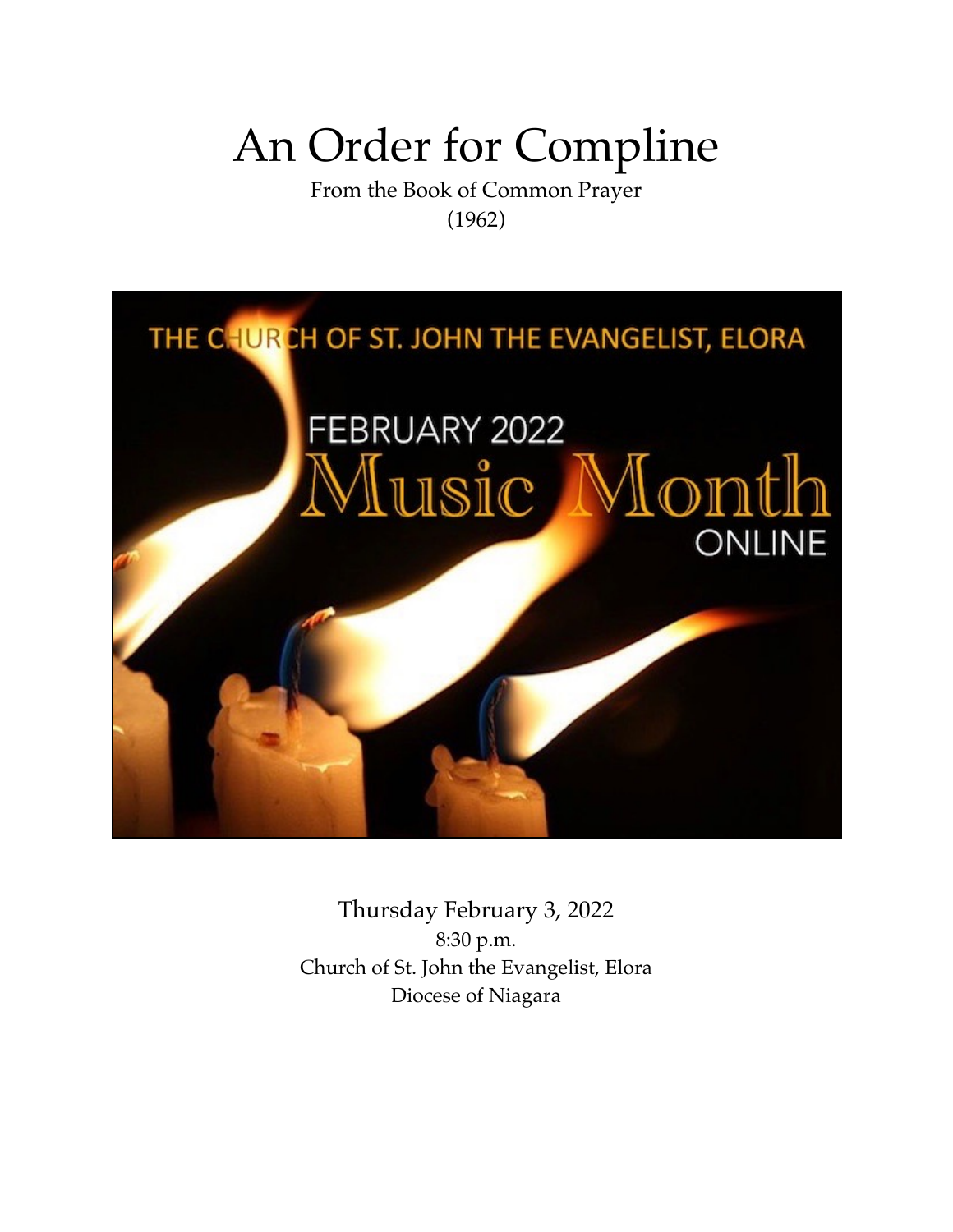# An Order for Compline

From the Book of Common Prayer
(1962)

THE CHURCH OF ST. JOHN THE EVANGELIST, ELORA

FEBRUARY 2022
Music Month
ONLINE

Thursday February 3, 2022
8:30 p.m.
Church of St. John the Evangelist, Elora
Diocese of Niagara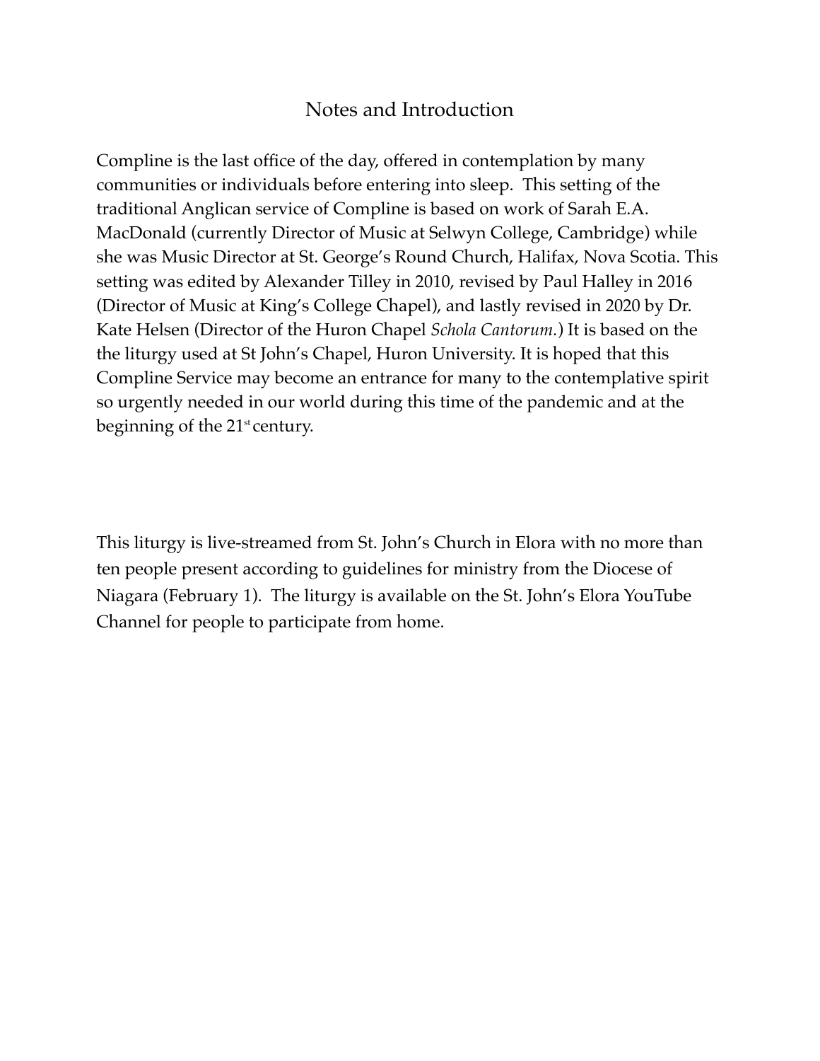# Notes and Introduction

Compline is the last office of the day, offered in contemplation by many communities or individuals before entering into sleep. This setting of the traditional Anglican service of Compline is based on work of Sarah E.A. MacDonald (currently Director of Music at Selwyn College, Cambridge) while she was Music Director at St. George's Round Church, Halifax, Nova Scotia. This setting was edited by Alexander Tilley in 2010, revised by Paul Halley in 2016 (Director of Music at King's College Chapel), and lastly revised in 2020 by Dr. Kate Helsen (Director of the Huron Chapel *Schola Cantorum.*) It is based on the the liturgy used at St John's Chapel, Huron University. It is hoped that this Compline Service may become an entrance for many to the contemplative spirit so urgently needed in our world during this time of the pandemic and at the beginning of the 21st century.

This liturgy is live-streamed from St. John's Church in Elora with no more than ten people present according to guidelines for ministry from the Diocese of Niagara (February 1). The liturgy is available on the St. John's Elora YouTube Channel for people to participate from home.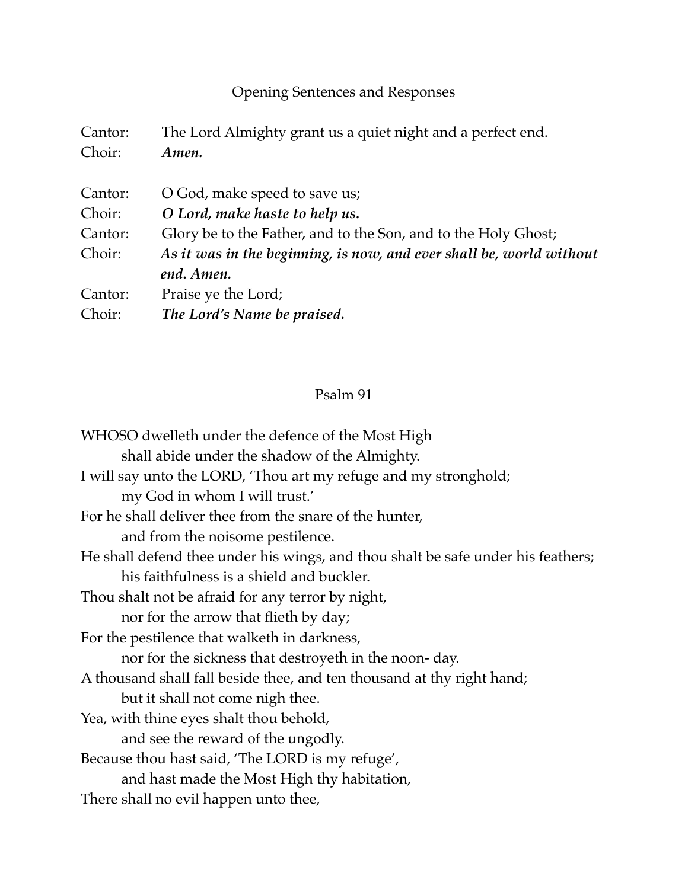## Opening Sentences and Responses

Cantor: The Lord Almighty grant us a quiet night and a perfect end.
Choir: ***Amen.***

Cantor: O God, make speed to save us;
Choir: ***O Lord, make haste to help us.***
Cantor: Glory be to the Father, and to the Son, and to the Holy Ghost;
Choir: ***As it was in the beginning, is now, and ever shall be, world without end. Amen.***
Cantor: Praise ye the Lord;
Choir: ***The Lord's Name be praised.***

## Psalm 91

WHOSO dwelleth under the defence of the Most High
  shall abide under the shadow of the Almighty.
I will say unto the LORD, 'Thou art my refuge and my stronghold;
  my God in whom I will trust.'
For he shall deliver thee from the snare of the hunter,
  and from the noisome pestilence.
He shall defend thee under his wings, and thou shalt be safe under his feathers;
  his faithfulness is a shield and buckler.
Thou shalt not be afraid for any terror by night,
  nor for the arrow that flieth by day;
For the pestilence that walketh in darkness,
  nor for the sickness that destroyeth in the noon- day.
A thousand shall fall beside thee, and ten thousand at thy right hand;
  but it shall not come nigh thee.
Yea, with thine eyes shalt thou behold,
  and see the reward of the ungodly.
Because thou hast said, 'The LORD is my refuge',
  and hast made the Most High thy habitation,
There shall no evil happen unto thee,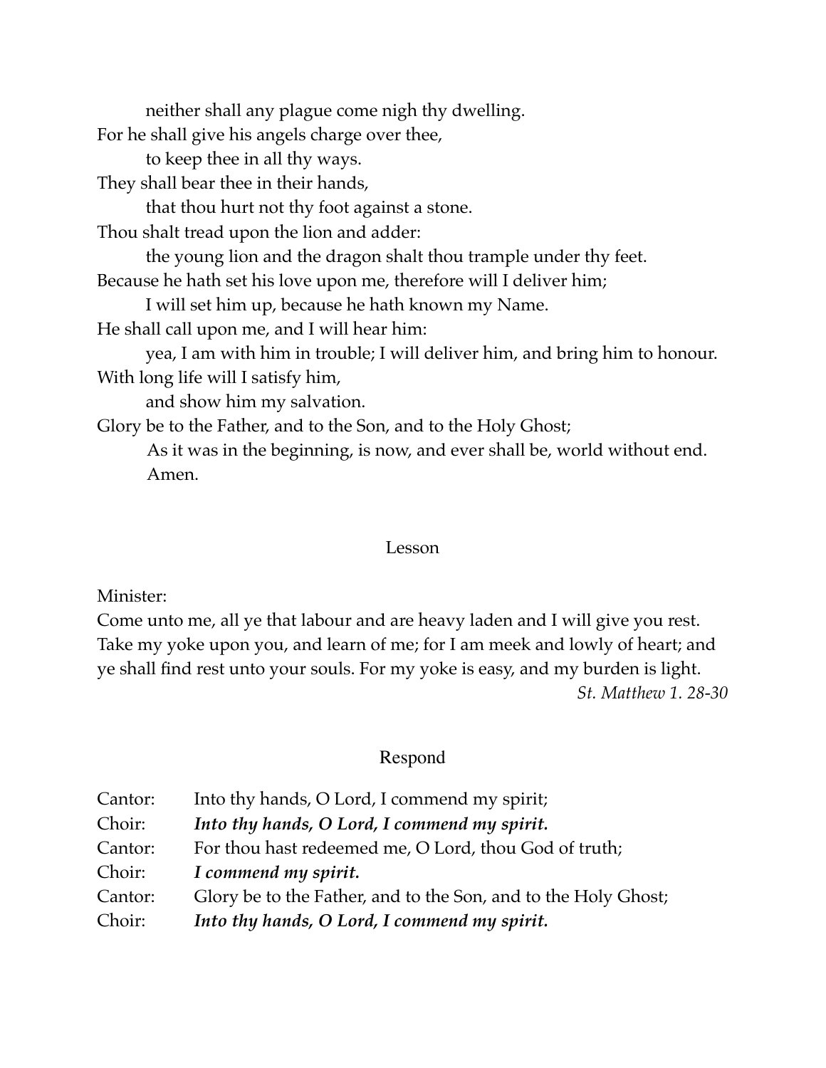neither shall any plague come nigh thy dwelling.
For he shall give his angels charge over thee,
to keep thee in all thy ways.
They shall bear thee in their hands,
that thou hurt not thy foot against a stone.
Thou shalt tread upon the lion and adder:
the young lion and the dragon shalt thou trample under thy feet.
Because he hath set his love upon me, therefore will I deliver him;
I will set him up, because he hath known my Name.
He shall call upon me, and I will hear him:
yea, I am with him in trouble; I will deliver him, and bring him to honour.
With long life will I satisfy him,
and show him my salvation.
Glory be to the Father, and to the Son, and to the Holy Ghost;
As it was in the beginning, is now, and ever shall be, world without end. Amen.

## Lesson

Minister:
Come unto me, all ye that labour and are heavy laden and I will give you rest. Take my yoke upon you, and learn of me; for I am meek and lowly of heart; and ye shall find rest unto your souls. For my yoke is easy, and my burden is light.

*St. Matthew 1. 28-30*

## Respond

Cantor: Into thy hands, O Lord, I commend my spirit;
Choir: ***Into thy hands, O Lord, I commend my spirit.***
Cantor: For thou hast redeemed me, O Lord, thou God of truth;
Choir: ***I commend my spirit.***
Cantor: Glory be to the Father, and to the Son, and to the Holy Ghost;
Choir: ***Into thy hands, O Lord, I commend my spirit.***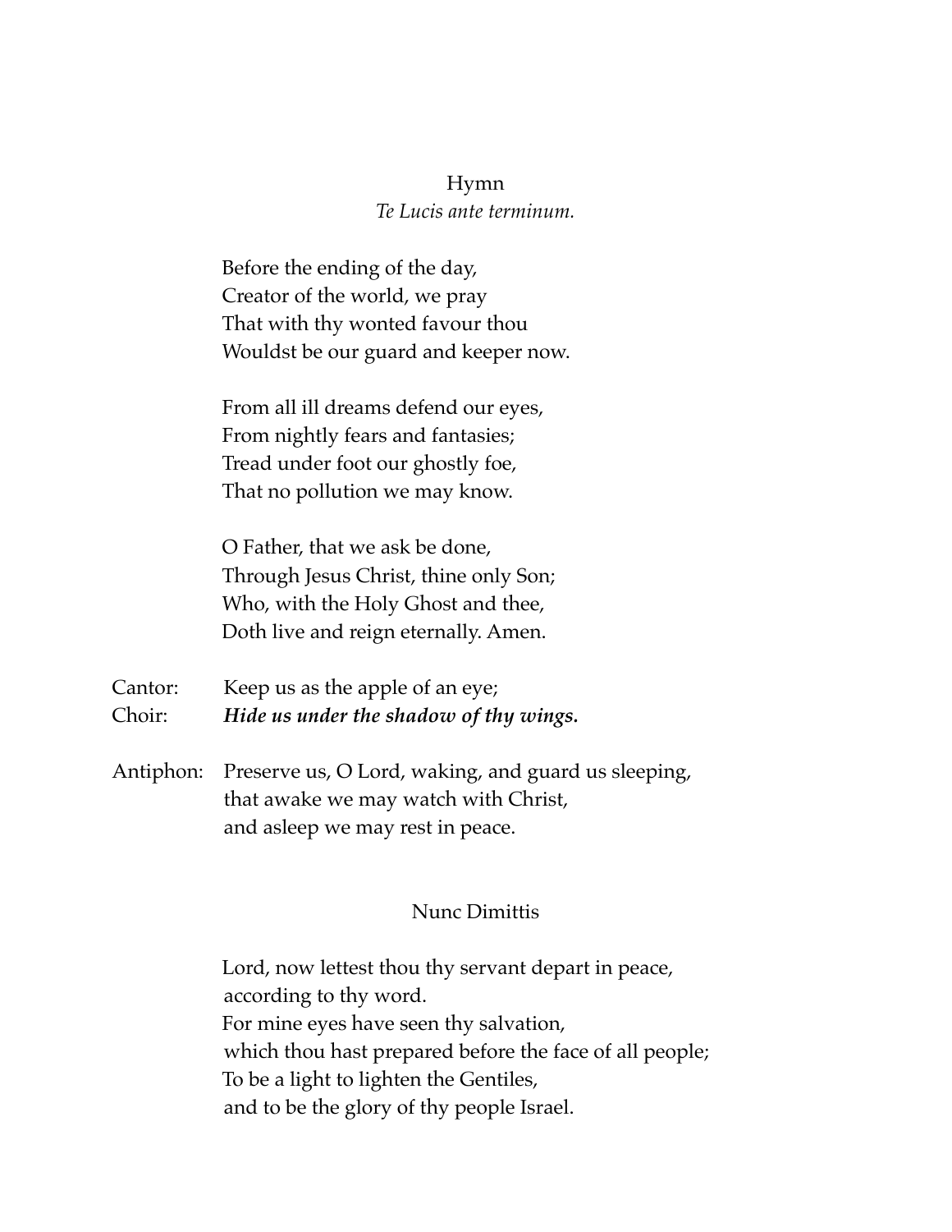## Hymn

*Te Lucis ante terminum.*

Before the ending of the day,
Creator of the world, we pray
That with thy wonted favour thou
Wouldst be our guard and keeper now.

From all ill dreams defend our eyes,
From nightly fears and fantasies;
Tread under foot our ghostly foe,
That no pollution we may know.

O Father, that we ask be done,
Through Jesus Christ, thine only Son;
Who, with the Holy Ghost and thee,
Doth live and reign eternally. Amen.

Cantor: Keep us as the apple of an eye;
Choir: ***Hide us under the shadow of thy wings.***

Antiphon: Preserve us, O Lord, waking, and guard us sleeping,
that awake we may watch with Christ,
and asleep we may rest in peace.

## Nunc Dimittis

Lord, now lettest thou thy servant depart in peace,
according to thy word.
For mine eyes have seen thy salvation,
which thou hast prepared before the face of all people;
To be a light to lighten the Gentiles,
and to be the glory of thy people Israel.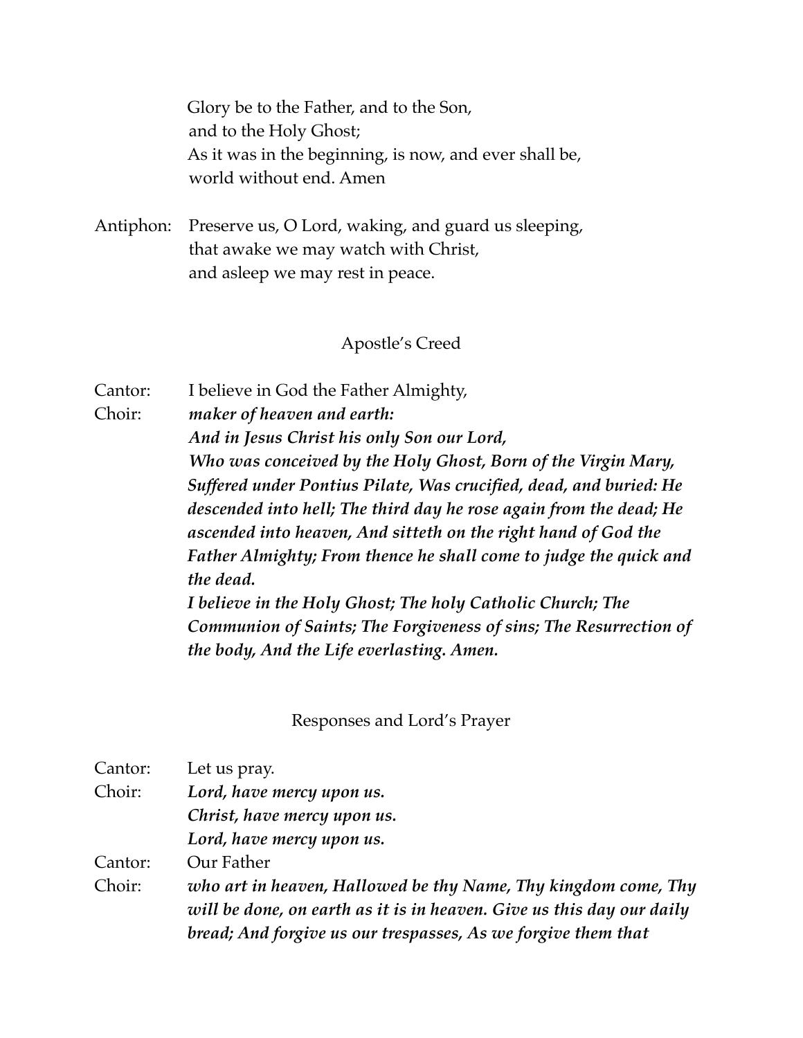Glory be to the Father, and to the Son,
and to the Holy Ghost;
As it was in the beginning, is now, and ever shall be,
world without end. Amen

Antiphon: Preserve us, O Lord, waking, and guard us sleeping,
that awake we may watch with Christ,
and asleep we may rest in peace.

## Apostle's Creed

Cantor: I believe in God the Father Almighty,

Choir: ***maker of heaven and earth:***
***And in Jesus Christ his only Son our Lord,***
***Who was conceived by the Holy Ghost, Born of the Virgin Mary, Suffered under Pontius Pilate, Was crucified, dead, and buried: He descended into hell; The third day he rose again from the dead; He ascended into heaven, And sitteth on the right hand of God the Father Almighty; From thence he shall come to judge the quick and the dead.***
***I believe in the Holy Ghost; The holy Catholic Church; The Communion of Saints; The Forgiveness of sins; The Resurrection of the body, And the Life everlasting. Amen.***

## Responses and Lord's Prayer

Cantor: Let us pray.

Choir: ***Lord, have mercy upon us.***
***Christ, have mercy upon us.***
***Lord, have mercy upon us.***

Cantor: Our Father

Choir: ***who art in heaven, Hallowed be thy Name, Thy kingdom come, Thy will be done, on earth as it is in heaven. Give us this day our daily bread; And forgive us our trespasses, As we forgive them that***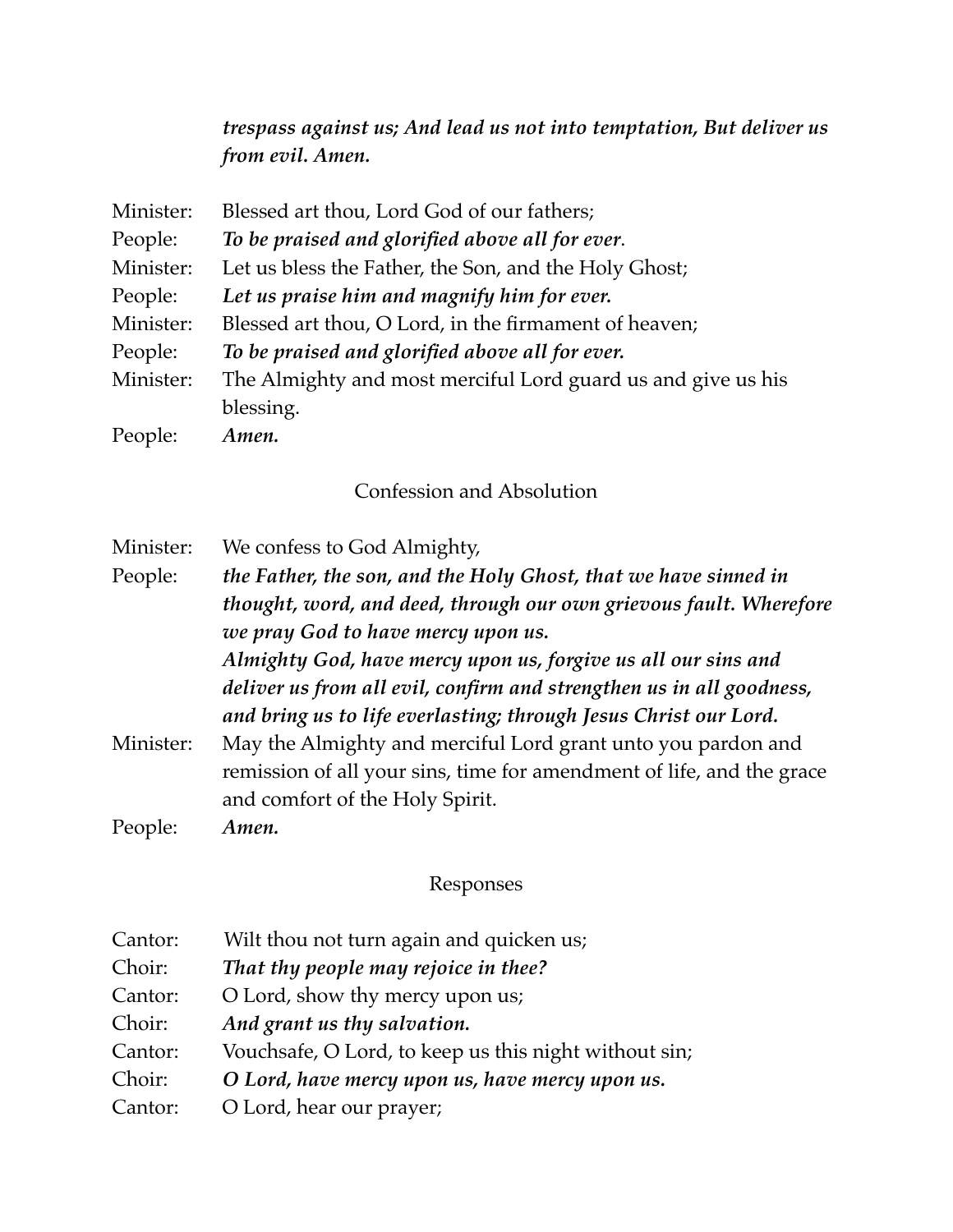***trespass against us; And lead us not into temptation, But deliver us from evil. Amen.***

Minister: Blessed art thou, Lord God of our fathers;
People: ***To be praised and glorified above all for ever***.
Minister: Let us bless the Father, the Son, and the Holy Ghost;
People: ***Let us praise him and magnify him for ever.***
Minister: Blessed art thou, O Lord, in the firmament of heaven;
People: ***To be praised and glorified above all for ever.***
Minister: The Almighty and most merciful Lord guard us and give us his blessing.
People: ***Amen.***

## Confession and Absolution

Minister: We confess to God Almighty,
People: ***the Father, the son, and the Holy Ghost, that we have sinned in thought, word, and deed, through our own grievous fault. Wherefore we pray God to have mercy upon us.***
***Almighty God, have mercy upon us, forgive us all our sins and deliver us from all evil, confirm and strengthen us in all goodness, and bring us to life everlasting; through Jesus Christ our Lord.***
Minister: May the Almighty and merciful Lord grant unto you pardon and remission of all your sins, time for amendment of life, and the grace and comfort of the Holy Spirit.
People: ***Amen.***

## Responses

Cantor: Wilt thou not turn again and quicken us;
Choir: ***That thy people may rejoice in thee?***
Cantor: O Lord, show thy mercy upon us;
Choir: ***And grant us thy salvation.***
Cantor: Vouchsafe, O Lord, to keep us this night without sin;
Choir: ***O Lord, have mercy upon us, have mercy upon us.***
Cantor: O Lord, hear our prayer;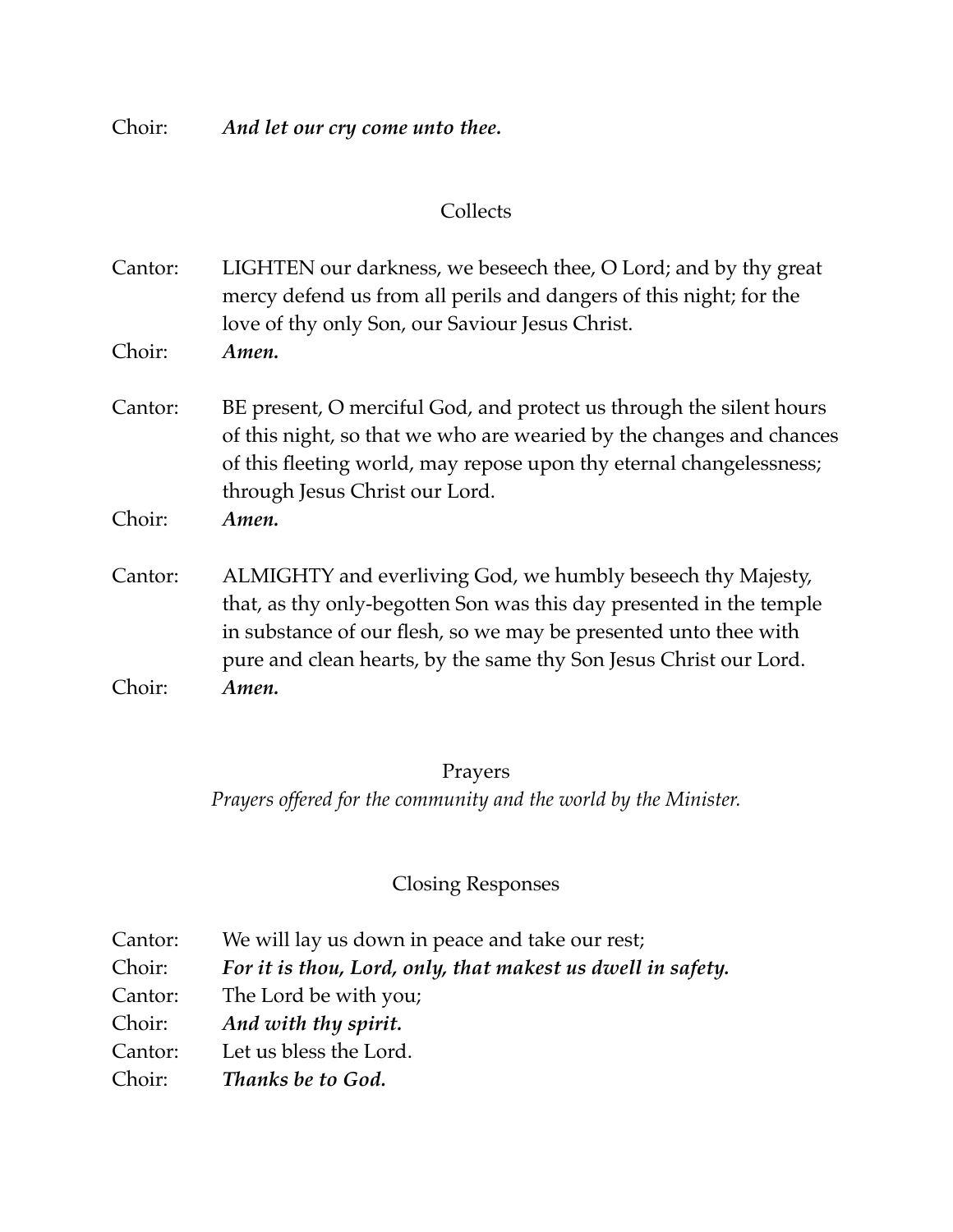Choir: ***And let our cry come unto thee.***

## Collects

Cantor: LIGHTEN our darkness, we beseech thee, O Lord; and by thy great mercy defend us from all perils and dangers of this night; for the love of thy only Son, our Saviour Jesus Christ.

Choir: ***Amen.***

Cantor: BE present, O merciful God, and protect us through the silent hours of this night, so that we who are wearied by the changes and chances of this fleeting world, may repose upon thy eternal changelessness; through Jesus Christ our Lord.

Choir: ***Amen.***

Cantor: ALMIGHTY and everliving God, we humbly beseech thy Majesty, that, as thy only-begotten Son was this day presented in the temple in substance of our flesh, so we may be presented unto thee with pure and clean hearts, by the same thy Son Jesus Christ our Lord.

Choir: ***Amen.***

## Prayers

*Prayers offered for the community and the world by the Minister.*

## Closing Responses

Cantor: We will lay us down in peace and take our rest;

Choir: ***For it is thou, Lord, only, that makest us dwell in safety.***

Cantor: The Lord be with you;

Choir: ***And with thy spirit.***

Cantor: Let us bless the Lord.

Choir: ***Thanks be to God.***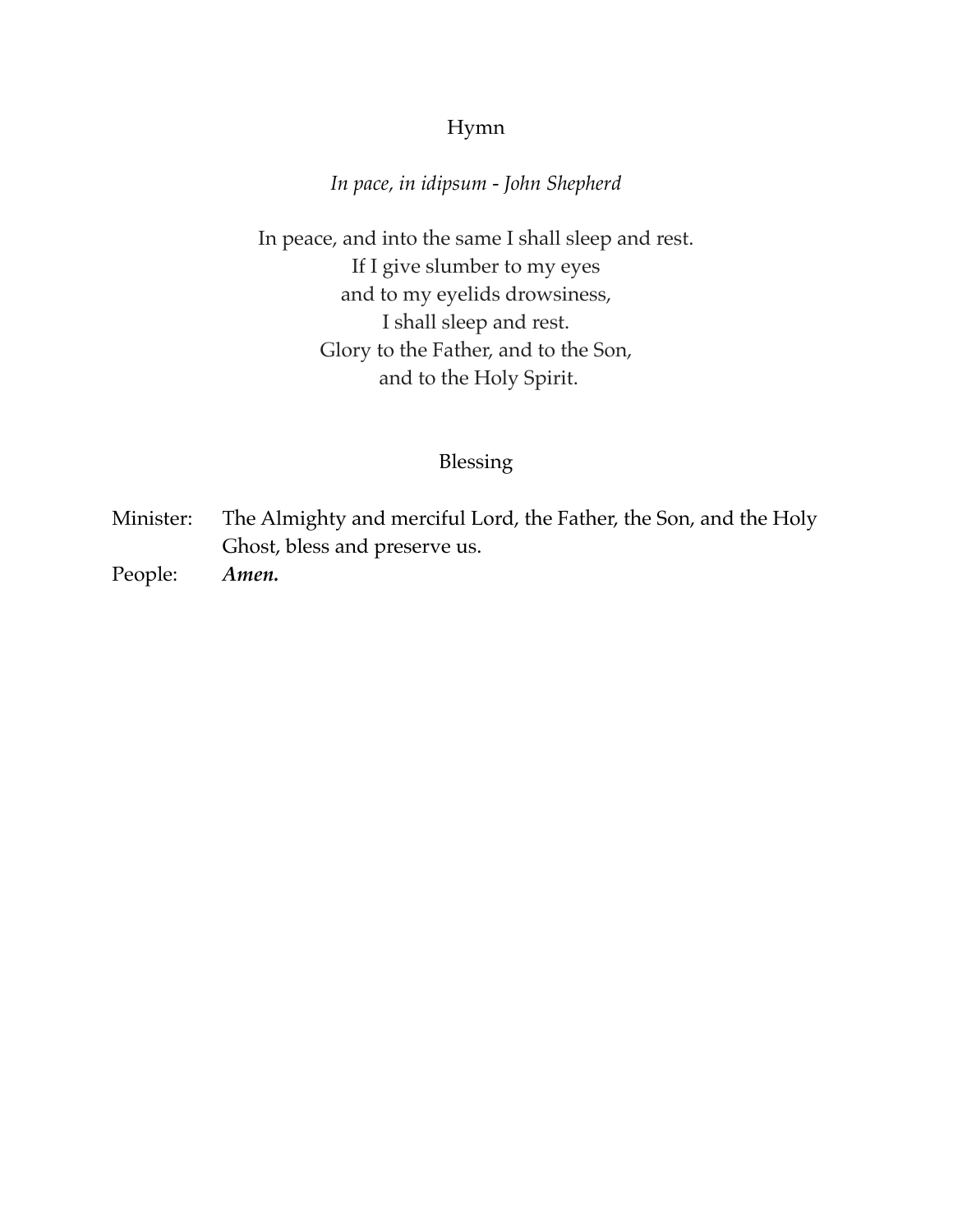## Hymn

*In pace, in idipsum - John Shepherd*

In peace, and into the same I shall sleep and rest.
If I give slumber to my eyes
and to my eyelids drowsiness,
I shall sleep and rest.
Glory to the Father, and to the Son,
and to the Holy Spirit.

## Blessing

Minister: The Almighty and merciful Lord, the Father, the Son, and the Holy Ghost, bless and preserve us.

People: ***Amen.***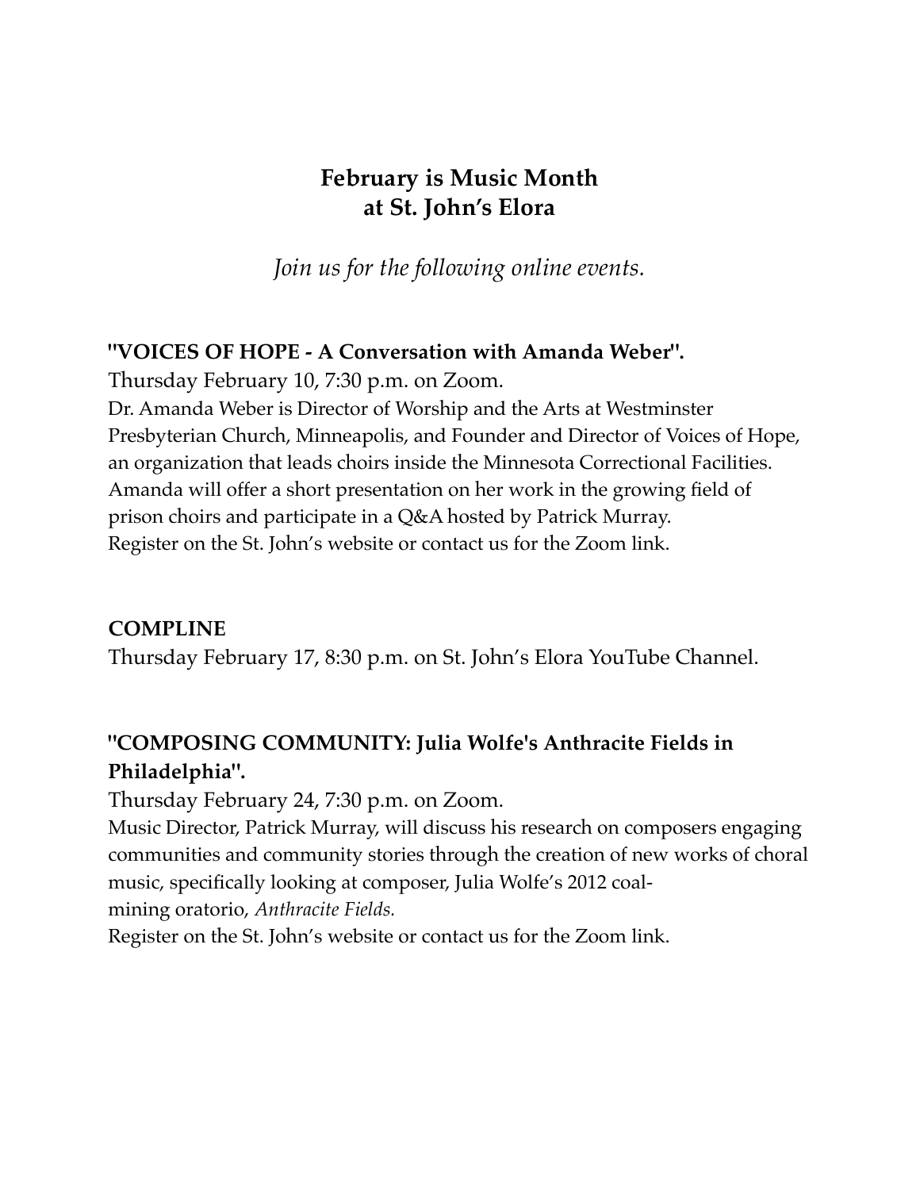# February is Music Month at St. John's Elora

*Join us for the following online events.*

**"VOICES OF HOPE - A Conversation with Amanda Weber".**

Thursday February 10, 7:30 p.m. on Zoom.

Dr. Amanda Weber is Director of Worship and the Arts at Westminster Presbyterian Church, Minneapolis, and Founder and Director of Voices of Hope, an organization that leads choirs inside the Minnesota Correctional Facilities. Amanda will offer a short presentation on her work in the growing field of prison choirs and participate in a Q&A hosted by Patrick Murray.

Register on the St. John's website or contact us for the Zoom link.

**COMPLINE**

Thursday February 17, 8:30 p.m. on St. John's Elora YouTube Channel.

**"COMPOSING COMMUNITY: Julia Wolfe's Anthracite Fields in Philadelphia".**

Thursday February 24, 7:30 p.m. on Zoom.

Music Director, Patrick Murray, will discuss his research on composers engaging communities and community stories through the creation of new works of choral music, specifically looking at composer, Julia Wolfe's 2012 coal-mining oratorio, *Anthracite Fields.*

Register on the St. John's website or contact us for the Zoom link.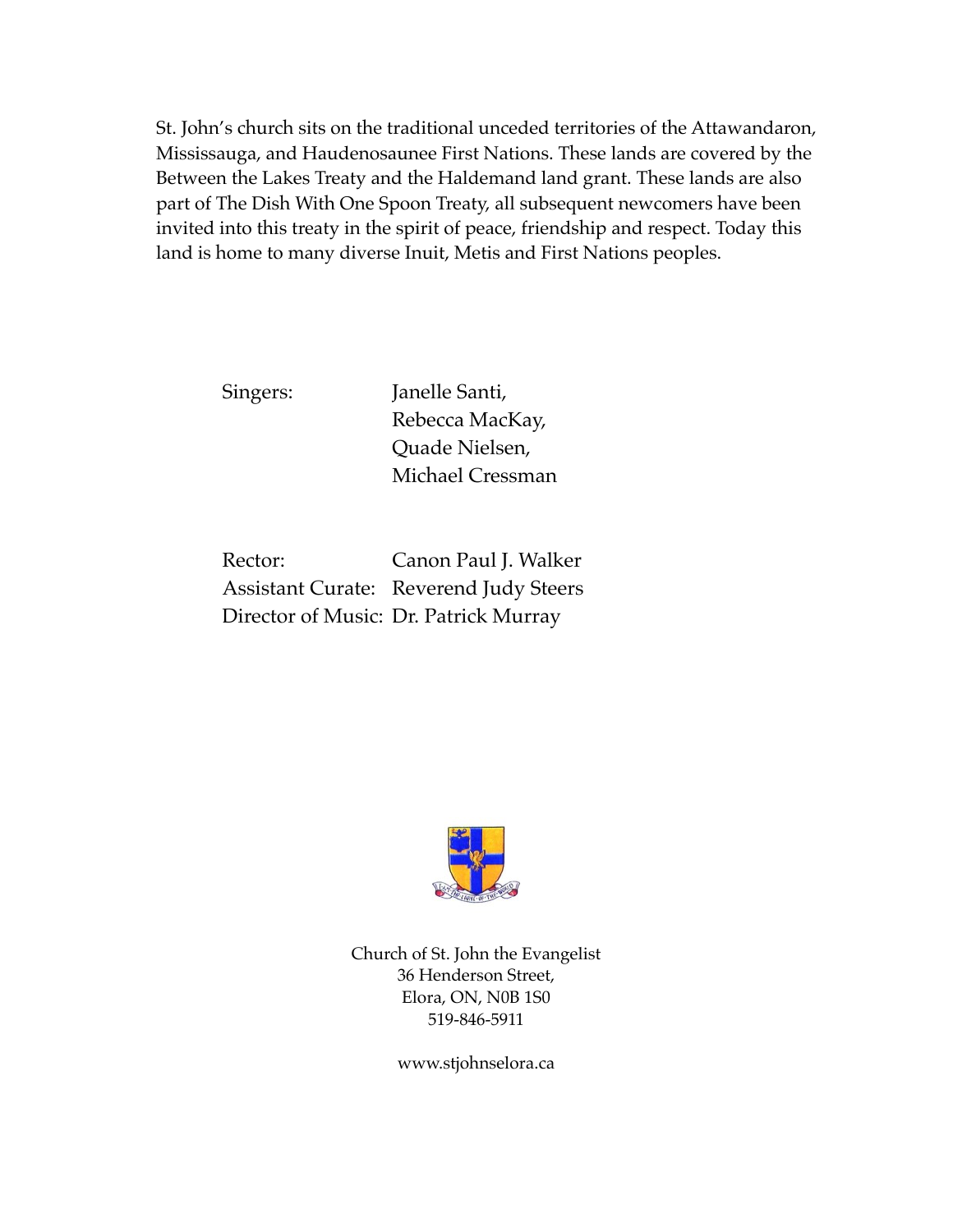St. John's church sits on the traditional unceded territories of the Attawandaron, Mississauga, and Haudenosaunee First Nations. These lands are covered by the Between the Lakes Treaty and the Haldemand land grant. These lands are also part of The Dish With One Spoon Treaty, all subsequent newcomers have been invited into this treaty in the spirit of peace, friendship and respect. Today this land is home to many diverse Inuit, Metis and First Nations peoples.

| | |
|---|---|
| Singers: | Janelle Santi, |
| | Rebecca MacKay, |
| | Quade Nielsen, |
| | Michael Cressman |

| | |
|---|---|
| Rector: | Canon Paul J. Walker |
| Assistant Curate: | Reverend Judy Steers |
| Director of Music: | Dr. Patrick Murray |

Church of St. John the Evangelist
36 Henderson Street,
Elora, ON, N0B 1S0
519-846-5911

www.stjohnselora.ca